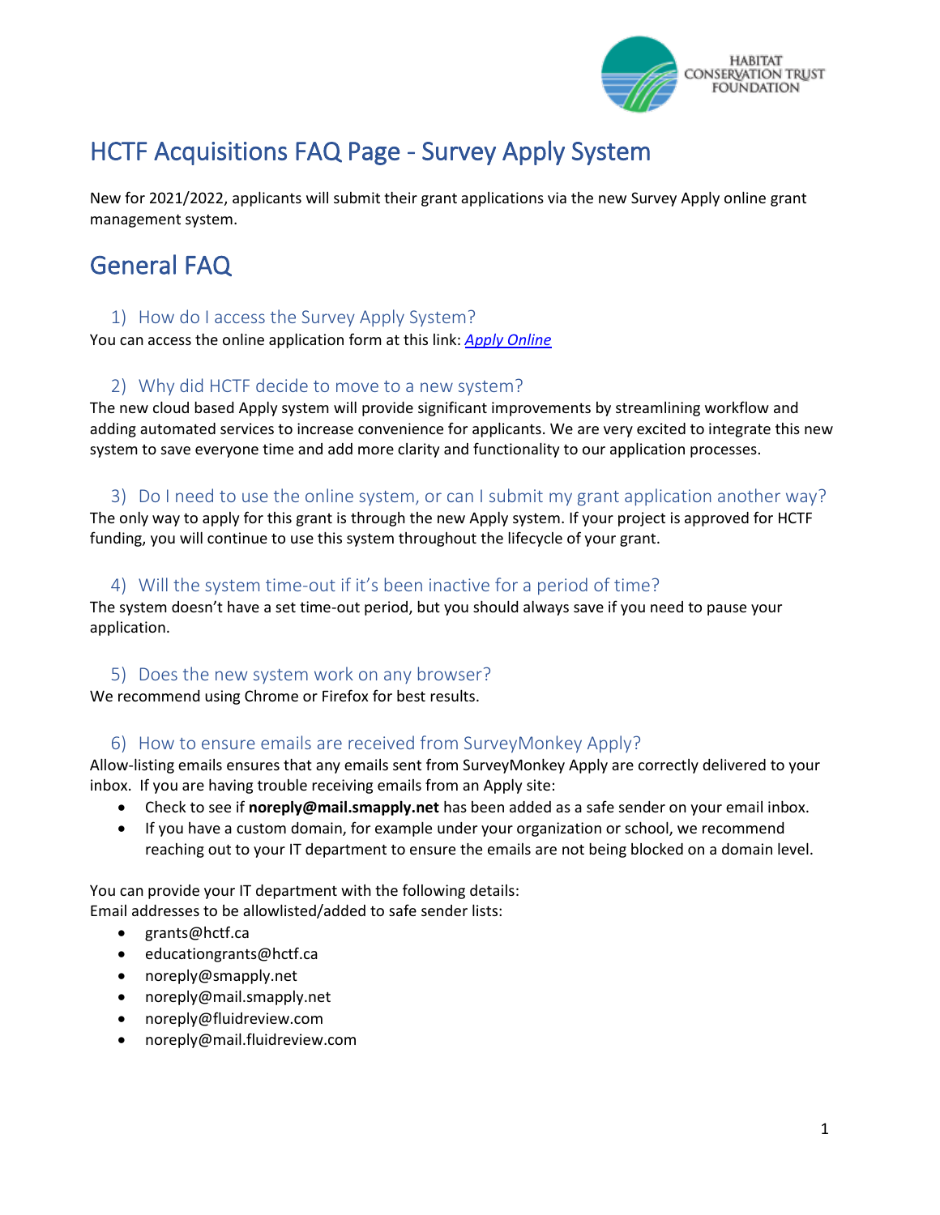# HCTF Acquisitions FAQ Page - Survey Apply System

New for 2021/2022, applicants will submit their grant applications via the new Survey Apply online grant management system.

# General FAQ

### 1) How do I access the Survey Apply System?

You can access the online application form at this link: *Apply Online*

### 2) Why did HCTF decide to move to a new system?

The new cloud based Apply system will provide significant improvements by streamlining workflow and adding automated services to increase convenience for applicants. We are very excited to integrate this new system to save everyone time and add more clarity and functionality to our application processes.

### 3) Do I need to use the online system, or can I submit my grant application another way?

The only way to apply for this grant is through the new Apply system. If your project is approved for HCTF funding, you will continue to use this system throughout the lifecycle of your grant.

### 4) Will the system time-out if it's been inactive for a period of time?

The system doesn't have a set time-out period, but you should always save if you need to pause your application.

### 5) Does the new system work on any browser?

We recommend using Chrome or Firefox for best results.

### 6) How to ensure emails are received from SurveyMonkey Apply?

Allow-listing emails ensures that any emails sent from SurveyMonkey Apply are correctly delivered to your inbox. If you are having trouble receiving emails from an Apply site:

- Check to see if **noreply@mail.smapply.net** has been added as a safe sender on your email inbox.
- If you have a custom domain, for example under your organization or school, we recommend reaching out to your IT department to ensure the emails are not being blocked on a domain level.

You can provide your IT department with the following details:
Email addresses to be allowlisted/added to safe sender lists:

- grants@hctf.ca
- educationgrants@hctf.ca
- noreply@smapply.net
- noreply@mail.smapply.net
- noreply@fluidreview.com
- noreply@mail.fluidreview.com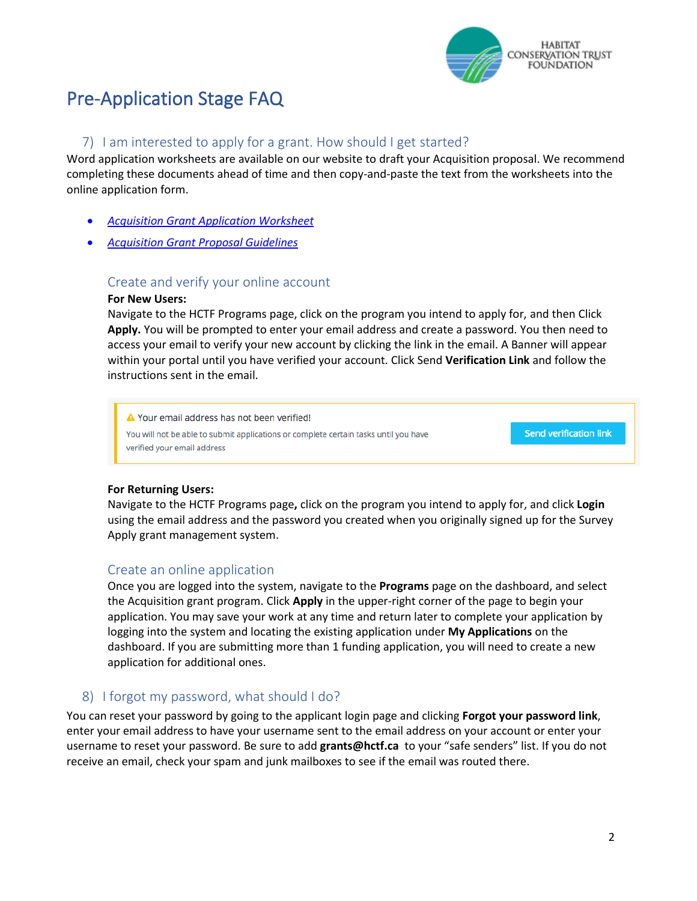# Pre-Application Stage FAQ

## 7) I am interested to apply for a grant. How should I get started?

Word application worksheets are available on our website to draft your Acquisition proposal. We recommend completing these documents ahead of time and then copy-and-paste the text from the worksheets into the online application form.

- *Acquisition Grant Application Worksheet*
- *Acquisition Grant Proposal Guidelines*

### Create and verify your online account

**For New Users:**
Navigate to the HCTF Programs page, click on the program you intend to apply for, and then Click **Apply.** You will be prompted to enter your email address and create a password. You then need to access your email to verify your new account by clicking the link in the email. A Banner will appear within your portal until you have verified your account. Click Send **Verification Link** and follow the instructions sent in the email.

> ⚠ Your email address has not been verified!
> You will not be able to submit applications or complete certain tasks until you have verified your email address
> Send verification link

**For Returning Users:**
Navigate to the HCTF Programs page**,** click on the program you intend to apply for, and click **Login** using the email address and the password you created when you originally signed up for the Survey Apply grant management system.

### Create an online application

Once you are logged into the system, navigate to the **Programs** page on the dashboard, and select the Acquisition grant program. Click **Apply** in the upper-right corner of the page to begin your application. You may save your work at any time and return later to complete your application by logging into the system and locating the existing application under **My Applications** on the dashboard. If you are submitting more than 1 funding application, you will need to create a new application for additional ones.

## 8) I forgot my password, what should I do?

You can reset your password by going to the applicant login page and clicking **Forgot your password link**, enter your email address to have your username sent to the email address on your account or enter your username to reset your password. Be sure to add **grants@hctf.ca** to your "safe senders" list. If you do not receive an email, check your spam and junk mailboxes to see if the email was routed there.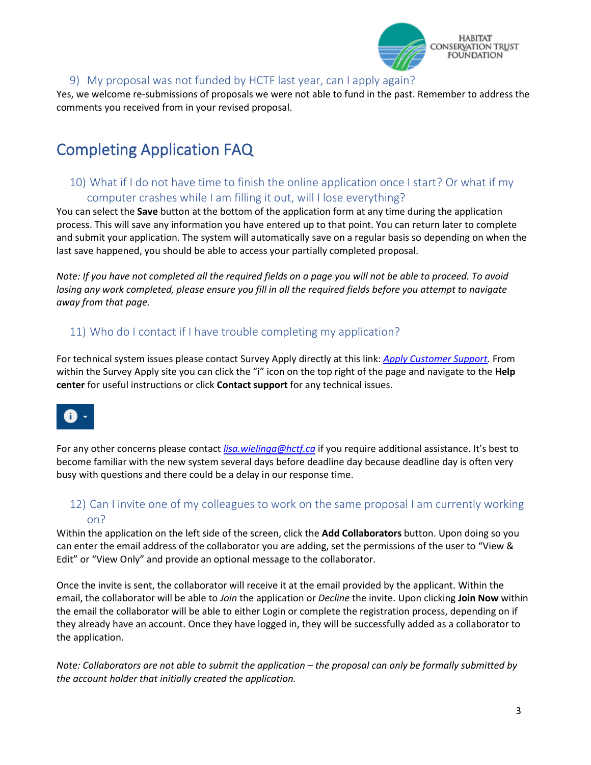### 9) My proposal was not funded by HCTF last year, can I apply again?

Yes, we welcome re-submissions of proposals we were not able to fund in the past. Remember to address the comments you received from in your revised proposal.

## Completing Application FAQ

### 10) What if I do not have time to finish the online application once I start? Or what if my computer crashes while I am filling it out, will I lose everything?

You can select the **Save** button at the bottom of the application form at any time during the application process. This will save any information you have entered up to that point. You can return later to complete and submit your application. The system will automatically save on a regular basis so depending on when the last save happened, you should be able to access your partially completed proposal.

*Note: If you have not completed all the required fields on a page you will not be able to proceed. To avoid losing any work completed, please ensure you fill in all the required fields before you attempt to navigate away from that page.*

### 11) Who do I contact if I have trouble completing my application?

For technical system issues please contact Survey Apply directly at this link: *Apply Customer Support*. From within the Survey Apply site you can click the "i" icon on the top right of the page and navigate to the **Help center** for useful instructions or click **Contact support** for any technical issues.

For any other concerns please contact *lisa.wielinga@hctf.ca* if you require additional assistance. It's best to become familiar with the new system several days before deadline day because deadline day is often very busy with questions and there could be a delay in our response time.

### 12) Can I invite one of my colleagues to work on the same proposal I am currently working on?

Within the application on the left side of the screen, click the **Add Collaborators** button. Upon doing so you can enter the email address of the collaborator you are adding, set the permissions of the user to "View & Edit" or "View Only" and provide an optional message to the collaborator.

Once the invite is sent, the collaborator will receive it at the email provided by the applicant. Within the email, the collaborator will be able to *Join* the application or *Decline* the invite. Upon clicking **Join Now** within the email the collaborator will be able to either Login or complete the registration process, depending on if they already have an account. Once they have logged in, they will be successfully added as a collaborator to the application.

*Note: Collaborators are not able to submit the application – the proposal can only be formally submitted by the account holder that initially created the application.*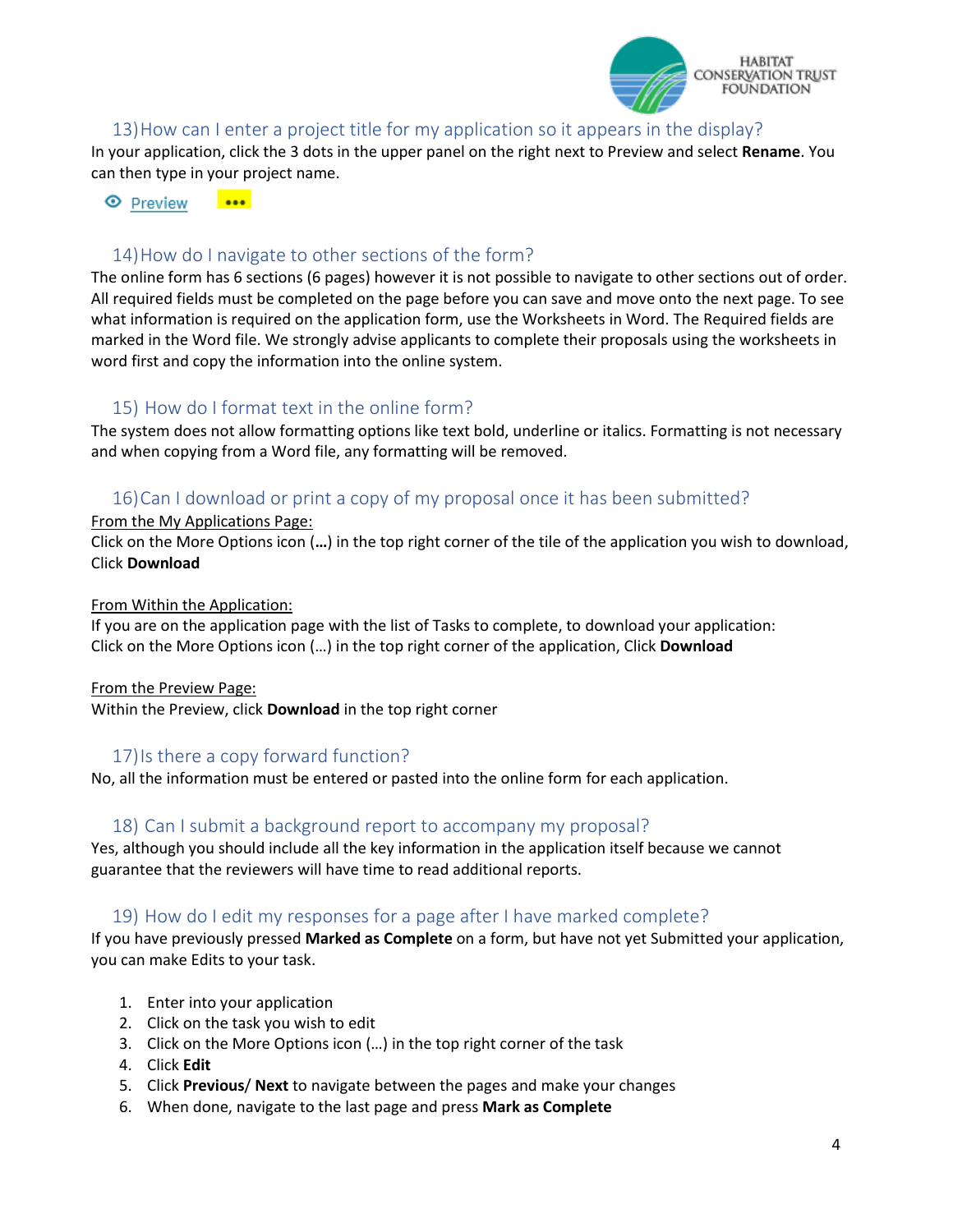## 13) How can I enter a project title for my application so it appears in the display?

In your application, click the 3 dots in the upper panel on the right next to Preview and select **Rename**. You can then type in your project name.

Preview •••

## 14) How do I navigate to other sections of the form?

The online form has 6 sections (6 pages) however it is not possible to navigate to other sections out of order. All required fields must be completed on the page before you can save and move onto the next page. To see what information is required on the application form, use the Worksheets in Word. The Required fields are marked in the Word file. We strongly advise applicants to complete their proposals using the worksheets in word first and copy the information into the online system.

## 15) How do I format text in the online form?

The system does not allow formatting options like text bold, underline or italics. Formatting is not necessary and when copying from a Word file, any formatting will be removed.

## 16) Can I download or print a copy of my proposal once it has been submitted?

From the My Applications Page:

Click on the More Options icon (**…**) in the top right corner of the tile of the application you wish to download, Click **Download**

From Within the Application:

If you are on the application page with the list of Tasks to complete, to download your application:
Click on the More Options icon (…) in the top right corner of the application, Click **Download**

From the Preview Page:

Within the Preview, click **Download** in the top right corner

## 17) Is there a copy forward function?

No, all the information must be entered or pasted into the online form for each application.

## 18) Can I submit a background report to accompany my proposal?

Yes, although you should include all the key information in the application itself because we cannot guarantee that the reviewers will have time to read additional reports.

## 19) How do I edit my responses for a page after I have marked complete?

If you have previously pressed **Marked as Complete** on a form, but have not yet Submitted your application, you can make Edits to your task.

1. Enter into your application
2. Click on the task you wish to edit
3. Click on the More Options icon (…) in the top right corner of the task
4. Click **Edit**
5. Click **Previous**/ **Next** to navigate between the pages and make your changes
6. When done, navigate to the last page and press **Mark as Complete**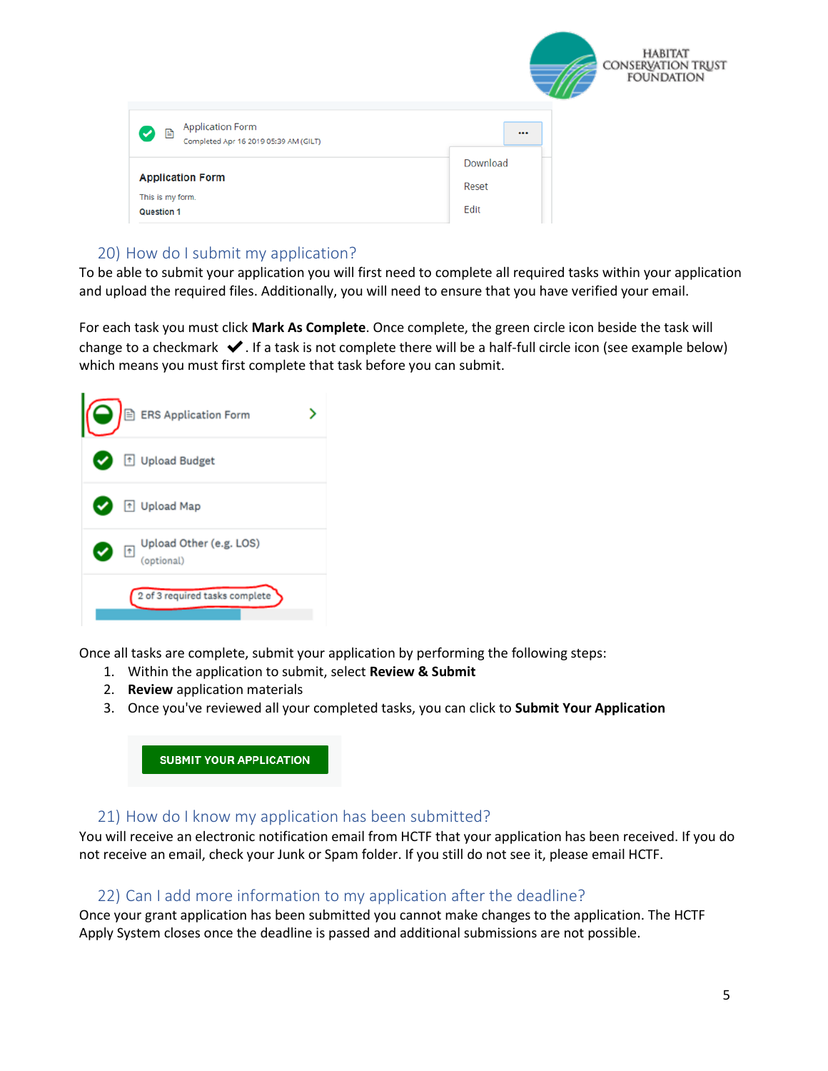## 20) How do I submit my application?

To be able to submit your application you will first need to complete all required tasks within your application and upload the required files. Additionally, you will need to ensure that you have verified your email.

For each task you must click **Mark As Complete**. Once complete, the green circle icon beside the task will change to a checkmark ✔. If a task is not complete there will be a half-full circle icon (see example below) which means you must first complete that task before you can submit.

Once all tasks are complete, submit your application by performing the following steps:

1. Within the application to submit, select **Review & Submit**
2. **Review** application materials
3. Once you've reviewed all your completed tasks, you can click to **Submit Your Application**

## 21) How do I know my application has been submitted?

You will receive an electronic notification email from HCTF that your application has been received. If you do not receive an email, check your Junk or Spam folder. If you still do not see it, please email HCTF.

## 22) Can I add more information to my application after the deadline?

Once your grant application has been submitted you cannot make changes to the application. The HCTF Apply System closes once the deadline is passed and additional submissions are not possible.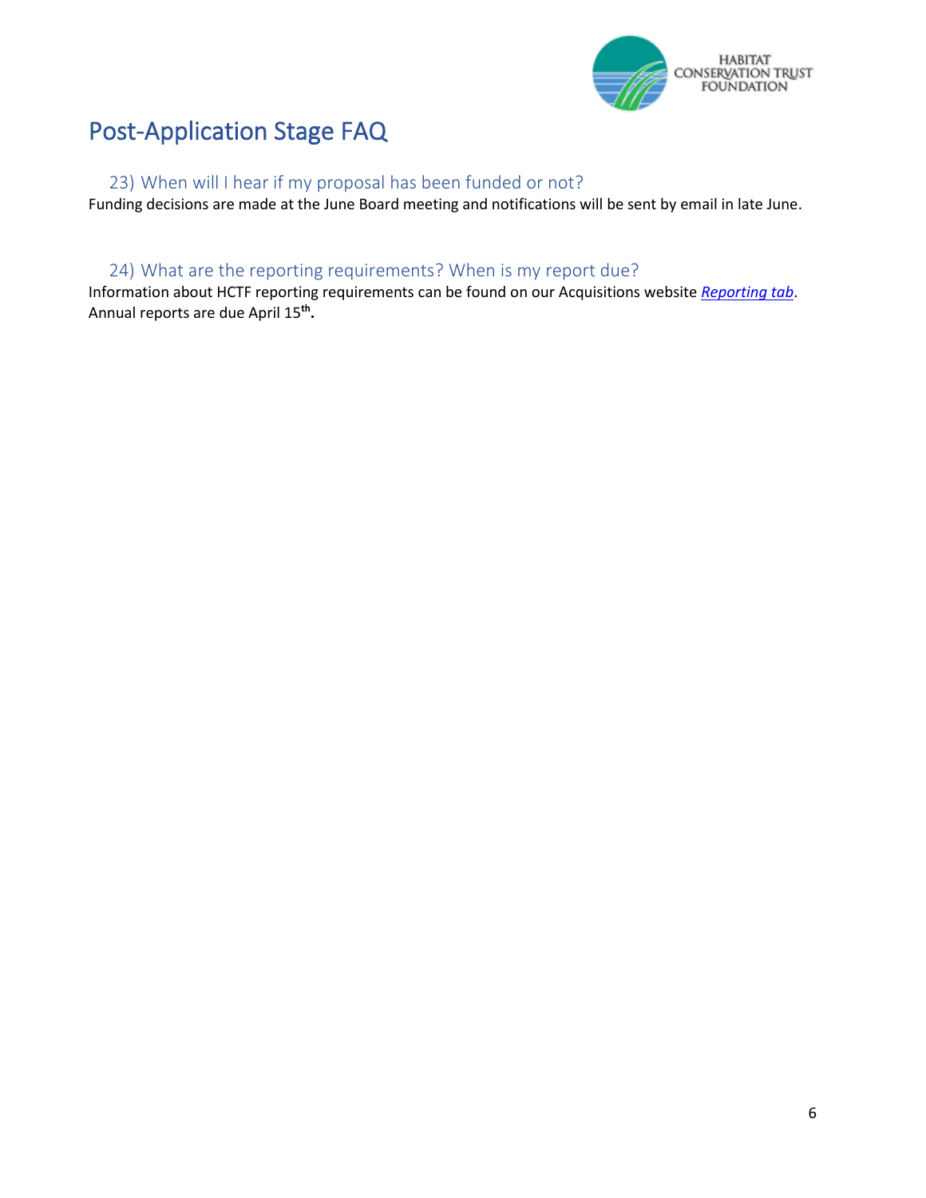# Post-Application Stage FAQ

## 23) When will I hear if my proposal has been funded or not?

Funding decisions are made at the June Board meeting and notifications will be sent by email in late June.

## 24) What are the reporting requirements? When is my report due?

Information about HCTF reporting requirements can be found on our Acquisitions website *Reporting tab*. Annual reports are due April 15th**.**